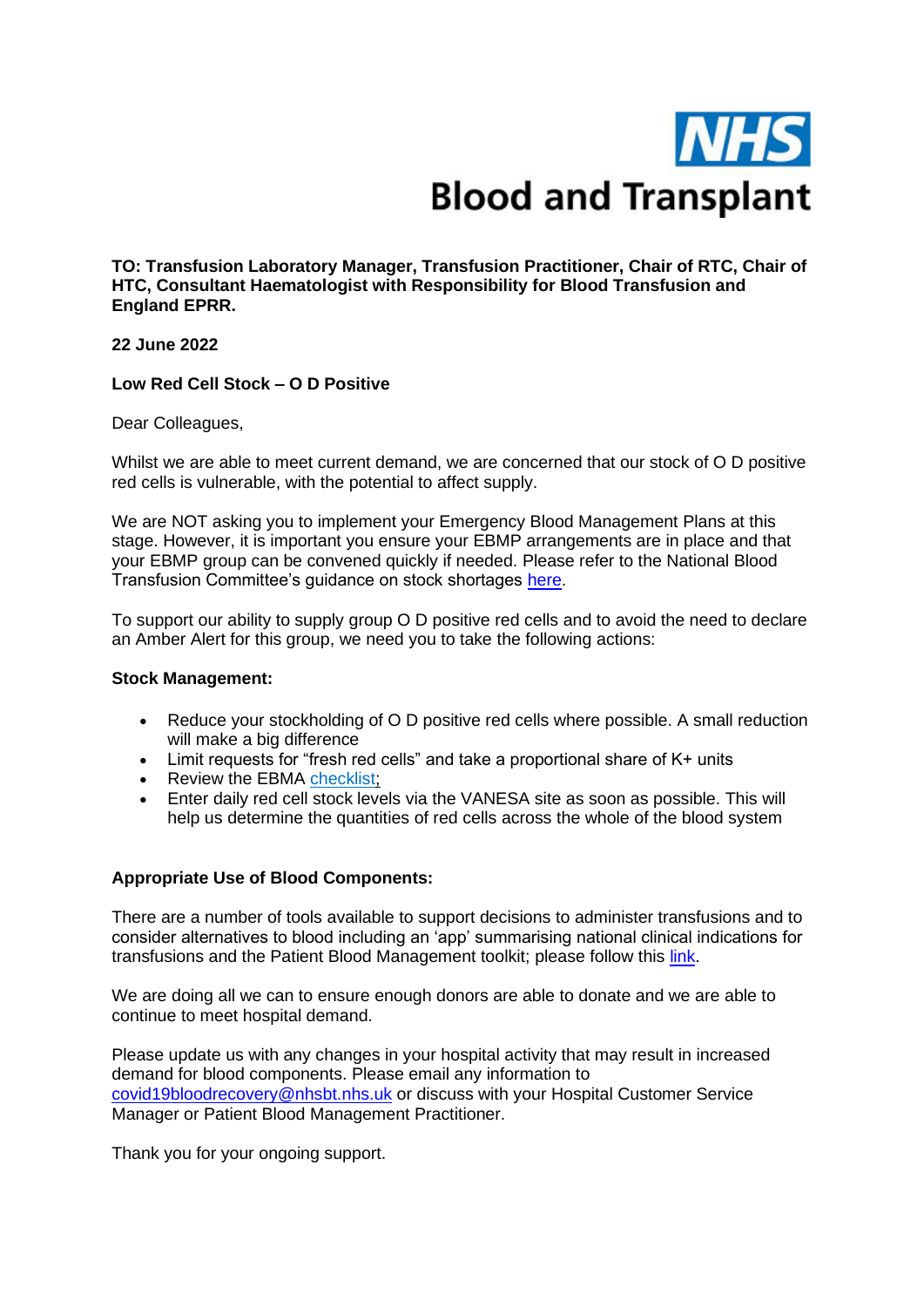NHS

Blood and Transplant

**TO: Transfusion Laboratory Manager, Transfusion Practitioner, Chair of RTC, Chair of HTC, Consultant Haematologist with Responsibility for Blood Transfusion and England EPRR.**

**22 June 2022**

**Low Red Cell Stock – O D Positive**

Dear Colleagues,

Whilst we are able to meet current demand, we are concerned that our stock of O D positive red cells is vulnerable, with the potential to affect supply.

We are NOT asking you to implement your Emergency Blood Management Plans at this stage. However, it is important you ensure your EBMP arrangements are in place and that your EBMP group can be convened quickly if needed. Please refer to the National Blood Transfusion Committee's guidance on stock shortages [here](#).

To support our ability to supply group O D positive red cells and to avoid the need to declare an Amber Alert for this group, we need you to take the following actions:

**Stock Management:**

- Reduce your stockholding of O D positive red cells where possible. A small reduction will make a big difference
- Limit requests for "fresh red cells" and take a proportional share of K+ units
- Review the EBMA [checklist](#);
- Enter daily red cell stock levels via the VANESA site as soon as possible. This will help us determine the quantities of red cells across the whole of the blood system

**Appropriate Use of Blood Components:**

There are a number of tools available to support decisions to administer transfusions and to consider alternatives to blood including an 'app' summarising national clinical indications for transfusions and the Patient Blood Management toolkit; please follow this [link](#).

We are doing all we can to ensure enough donors are able to donate and we are able to continue to meet hospital demand.

Please update us with any changes in your hospital activity that may result in increased demand for blood components. Please email any information to covid19bloodrecovery@nhsbt.nhs.uk or discuss with your Hospital Customer Service Manager or Patient Blood Management Practitioner.

Thank you for your ongoing support.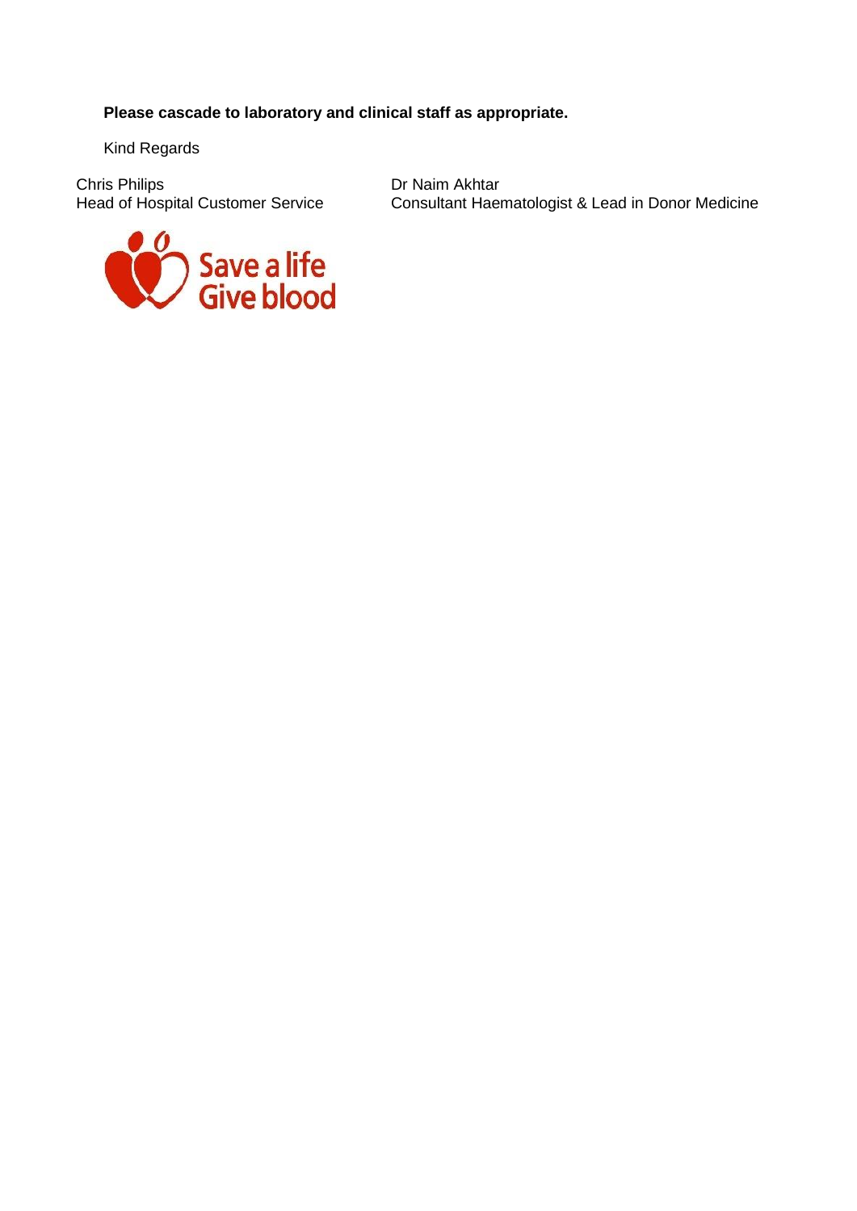**Please cascade to laboratory and clinical staff as appropriate.**

Kind Regards

Chris Philips
Head of Hospital Customer Service

Dr Naim Akhtar
Consultant Haematologist & Lead in Donor Medicine

Save a life
Give blood